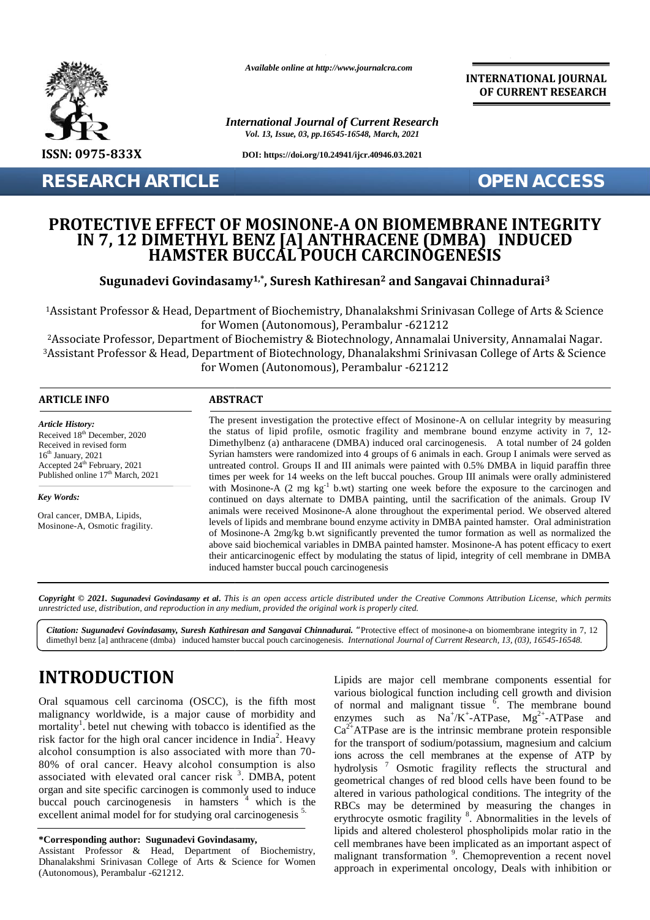*Available online at http://www.journalcra.com*

**INTERNATIONAL JOURNAL OF CURRENT RESEARCH**

*International Journal of Current Research*
*Vol. 13, Issue, 03, pp.16545-16548, March, 2021*

**ISSN: 0975-833X**

**DOI: https://doi.org/10.24941/ijcr.40946.03.2021**

**RESEARCH ARTICLE**

**OPEN ACCESS**

# PROTECTIVE EFFECT OF MOSINONE-A ON BIOMEMBRANE INTEGRITY IN 7, 12 DIMETHYL BENZ [A] ANTHRACENE (DMBA) INDUCED HAMSTER BUCCAL POUCH CARCINOGENESIS

**Sugunadevi Govindasamy[1,*], Suresh Kathiresan[2] and Sangavai Chinnadurai[3]**

[1]Assistant Professor & Head, Department of Biochemistry, Dhanalakshmi Srinivasan College of Arts & Science for Women (Autonomous), Perambalur -621212

[2]Associate Professor, Department of Biochemistry & Biotechnology, Annamalai University, Annamalai Nagar.

[3]Assistant Professor & Head, Department of Biotechnology, Dhanalakshmi Srinivasan College of Arts & Science for Women (Autonomous), Perambalur -621212

## ARTICLE INFO

*Article History:*
Received 18th December, 2020
Received in revised form
16th January, 2021
Accepted 24th February, 2021
Published online 17th March, 2021

*Key Words:*
Oral cancer, DMBA, Lipids, Mosinone-A, Osmotic fragility.

## ABSTRACT

The present investigation the protective effect of Mosinone-A on cellular integrity by measuring the status of lipid profile, osmotic fragility and membrane bound enzyme activity in 7, 12-Dimethylbenz (a) antharacene (DMBA) induced oral carcinogenesis. A total number of 24 golden Syrian hamsters were randomized into 4 groups of 6 animals in each. Group I animals were served as untreated control. Groups II and III animals were painted with 0.5% DMBA in liquid paraffin three times per week for 14 weeks on the left buccal pouches. Group III animals were orally administered with Mosinone-A (2 mg $kg^{-1}$ b.wt) starting one week before the exposure to the carcinogen and continued on days alternate to DMBA painting, until the sacrification of the animals. Group IV animals were received Mosinone-A alone throughout the experimental period. We observed altered levels of lipids and membrane bound enzyme activity in DMBA painted hamster. Oral administration of Mosinone-A 2mg/kg b.wt significantly prevented the tumor formation as well as normalized the above said biochemical variables in DMBA painted hamster. Mosinone-A has potent efficacy to exert their anticarcinogenic effect by modulating the status of lipid, integrity of cell membrane in DMBA induced hamster buccal pouch carcinogenesis

***Copyright © 2021. Sugunadevi Govindasamy et al.*** *This is an open access article distributed under the Creative Commons Attribution License, which permits unrestricted use, distribution, and reproduction in any medium, provided the original work is properly cited.*

***Citation: Sugunadevi Govindasamy, Suresh Kathiresan and Sangavai Chinnadurai.*** "Protective effect of mosinone-a on biomembrane integrity in 7, 12 dimethyl benz [a] anthracene (dmba) induced hamster buccal pouch carcinogenesis. *International Journal of Current Research, 13, (03), 16545-16548.*

# INTRODUCTION

Oral squamous cell carcinoma (OSCC), is the fifth most malignancy worldwide, is a major cause of morbidity and mortality[1]. betel nut chewing with tobacco is identified as the risk factor for the high oral cancer incidence in India[2]. Heavy alcohol consumption is also associated with more than 70-80% of oral cancer. Heavy alcohol consumption is also associated with elevated oral cancer risk [3]. DMBA, potent organ and site specific carcinogen is commonly used to induce buccal pouch carcinogenesis in hamsters [4] which is the excellent animal model for for studying oral carcinogenesis [5].

Lipids are major cell membrane components essential for various biological function including cell growth and division of normal and malignant tissue [6]. The membrane bound enzymes such as $Na^+/K^+$-ATPase, $Mg^{2+}$-ATPase and $Ca^{2+}$ATPase are is the intrinsic membrane protein responsible for the transport of sodium/potassium, magnesium and calcium ions across the cell membranes at the expense of ATP by hydrolysis [7] Osmotic fragility reflects the structural and geometrical changes of red blood cells have been found to be altered in various pathological conditions. The integrity of the RBCs may be determined by measuring the changes in erythrocyte osmotic fragility [8]. Abnormalities in the levels of lipids and altered cholesterol phospholipids molar ratio in the cell membranes have been implicated as an important aspect of malignant transformation [9]. Chemoprevention a recent novel approach in experimental oncology, Deals with inhibition or

**\*Corresponding author: Sugunadevi Govindasamy,**
Assistant Professor & Head, Department of Biochemistry, Dhanalakshmi Srinivasan College of Arts & Science for Women (Autonomous), Perambalur -621212.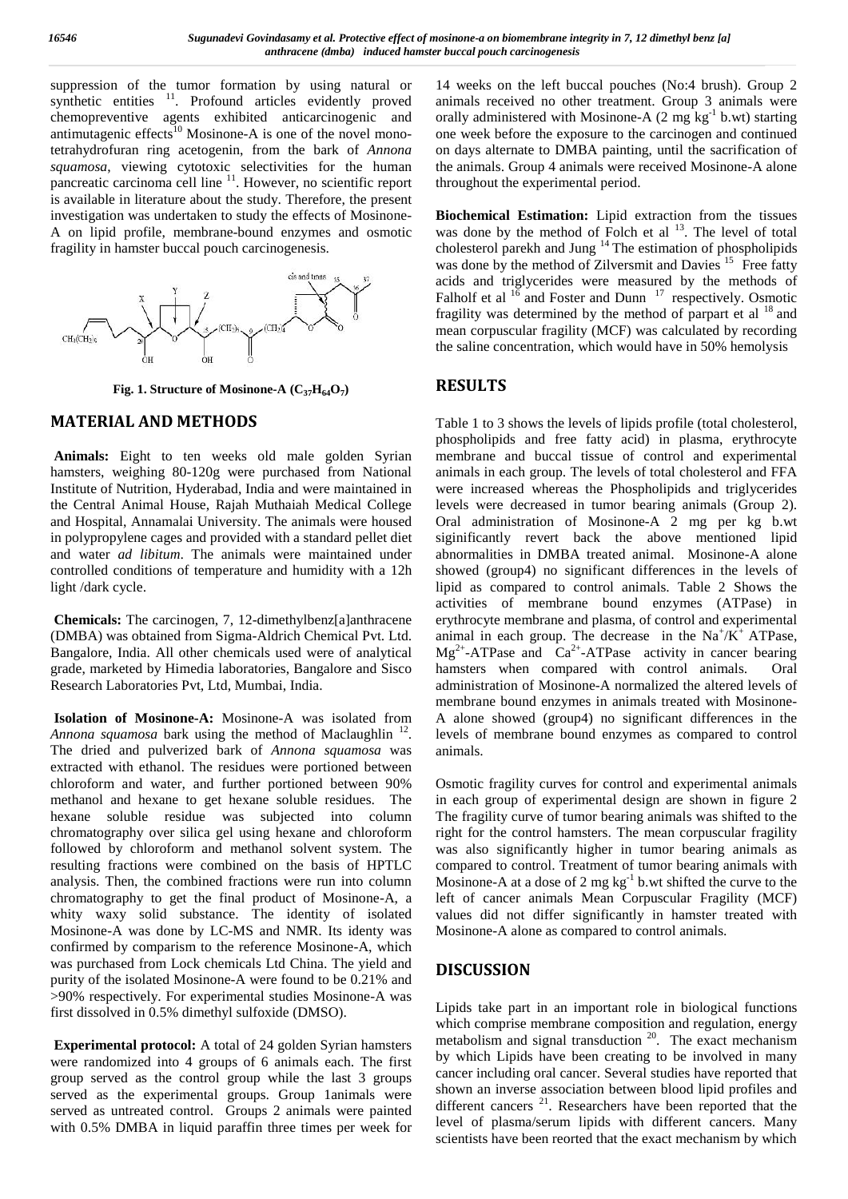suppression of the tumor formation by using natural or synthetic entities [11]. Profound articles evidently proved chemopreventive agents exhibited anticarcinogenic and antimutagenic effects[10] Mosinone-A is one of the novel mono-tetrahydrofuran ring acetogenin, from the bark of *Annona squamosa*, viewing cytotoxic selectivities for the human pancreatic carcinoma cell line [11]. However, no scientific report is available in literature about the study. Therefore, the present investigation was undertaken to study the effects of Mosinone-A on lipid profile, membrane-bound enzymes and osmotic fragility in hamster buccal pouch carcinogenesis.

**Fig. 1. Structure of Mosinone-A ($C_{37}H_{64}O_7$)**

## MATERIAL AND METHODS

**Animals:** Eight to ten weeks old male golden Syrian hamsters, weighing 80-120g were purchased from National Institute of Nutrition, Hyderabad, India and were maintained in the Central Animal House, Rajah Muthaiah Medical College and Hospital, Annamalai University. The animals were housed in polypropylene cages and provided with a standard pellet diet and water *ad libitum*. The animals were maintained under controlled conditions of temperature and humidity with a 12h light /dark cycle.

**Chemicals:** The carcinogen, 7, 12-dimethylbenz[a]anthracene (DMBA) was obtained from Sigma-Aldrich Chemical Pvt. Ltd. Bangalore, India. All other chemicals used were of analytical grade, marketed by Himedia laboratories, Bangalore and Sisco Research Laboratories Pvt, Ltd, Mumbai, India.

**Isolation of Mosinone-A:** Mosinone-A was isolated from *Annona squamosa* bark using the method of Maclaughlin [12]. The dried and pulverized bark of *Annona squamosa* was extracted with ethanol. The residues were portioned between chloroform and water, and further portioned between 90% methanol and hexane to get hexane soluble residues. The hexane soluble residue was subjected into column chromatography over silica gel using hexane and chloroform followed by chloroform and methanol solvent system. The resulting fractions were combined on the basis of HPTLC analysis. Then, the combined fractions were run into column chromatography to get the final product of Mosinone-A, a whity waxy solid substance. The identity of isolated Mosinone-A was done by LC-MS and NMR. Its identy was confirmed by comparism to the reference Mosinone-A, which was purchased from Lock chemicals Ltd China. The yield and purity of the isolated Mosinone-A were found to be 0.21% and >90% respectively. For experimental studies Mosinone-A was first dissolved in 0.5% dimethyl sulfoxide (DMSO).

**Experimental protocol:** A total of 24 golden Syrian hamsters were randomized into 4 groups of 6 animals each. The first group served as the control group while the last 3 groups served as the experimental groups. Group 1animals were served as untreated control. Groups 2 animals were painted with 0.5% DMBA in liquid paraffin three times per week for 14 weeks on the left buccal pouches (No:4 brush). Group 2 animals received no other treatment. Group 3 animals were orally administered with Mosinone-A (2 mg $kg^{-1}$ b.wt) starting one week before the exposure to the carcinogen and continued on days alternate to DMBA painting, until the sacrification of the animals. Group 4 animals were received Mosinone-A alone throughout the experimental period.

**Biochemical Estimation:** Lipid extraction from the tissues was done by the method of Folch et al [13]. The level of total cholesterol parekh and Jung [14] The estimation of phospholipids was done by the method of Zilversmit and Davies [15] Free fatty acids and triglycerides were measured by the methods of Falholf et al [16] and Foster and Dunn [17] respectively. Osmotic fragility was determined by the method of parpart et al [18] and mean corpuscular fragility (MCF) was calculated by recording the saline concentration, which would have in 50% hemolysis

## RESULTS

Table 1 to 3 shows the levels of lipids profile (total cholesterol, phospholipids and free fatty acid) in plasma, erythrocyte membrane and buccal tissue of control and experimental animals in each group. The levels of total cholesterol and FFA were increased whereas the Phospholipids and triglycerides levels were decreased in tumor bearing animals (Group 2). Oral administration of Mosinone-A 2 mg per kg b.wt siginificantly revert back the above mentioned lipid abnormalities in DMBA treated animal. Mosinone-A alone showed (group4) no significant differences in the levels of lipid as compared to control animals. Table 2 Shows the activities of membrane bound enzymes (ATPase) in erythrocyte membrane and plasma, of control and experimental animal in each group. The decrease in the $Na^+/K^+$ ATPase, $Mg^{2+}$-ATPase and $Ca^{2+}$-ATPase activity in cancer bearing hamsters when compared with control animals. Oral administration of Mosinone-A normalized the altered levels of membrane bound enzymes in animals treated with Mosinone-A alone showed (group4) no significant differences in the levels of membrane bound enzymes as compared to control animals.

Osmotic fragility curves for control and experimental animals in each group of experimental design are shown in figure 2 The fragility curve of tumor bearing animals was shifted to the right for the control hamsters. The mean corpuscular fragility was also significantly higher in tumor bearing animals as compared to control. Treatment of tumor bearing animals with Mosinone-A at a dose of 2 mg $kg^{-1}$ b.wt shifted the curve to the left of cancer animals Mean Corpuscular Fragility (MCF) values did not differ significantly in hamster treated with Mosinone-A alone as compared to control animals.

## DISCUSSION

Lipids take part in an important role in biological functions which comprise membrane composition and regulation, energy metabolism and signal transduction [20]. The exact mechanism by which Lipids have been creating to be involved in many cancer including oral cancer. Several studies have reported that shown an inverse association between blood lipid profiles and different cancers [21]. Researchers have been reported that the level of plasma/serum lipids with different cancers. Many scientists have been reorted that the exact mechanism by which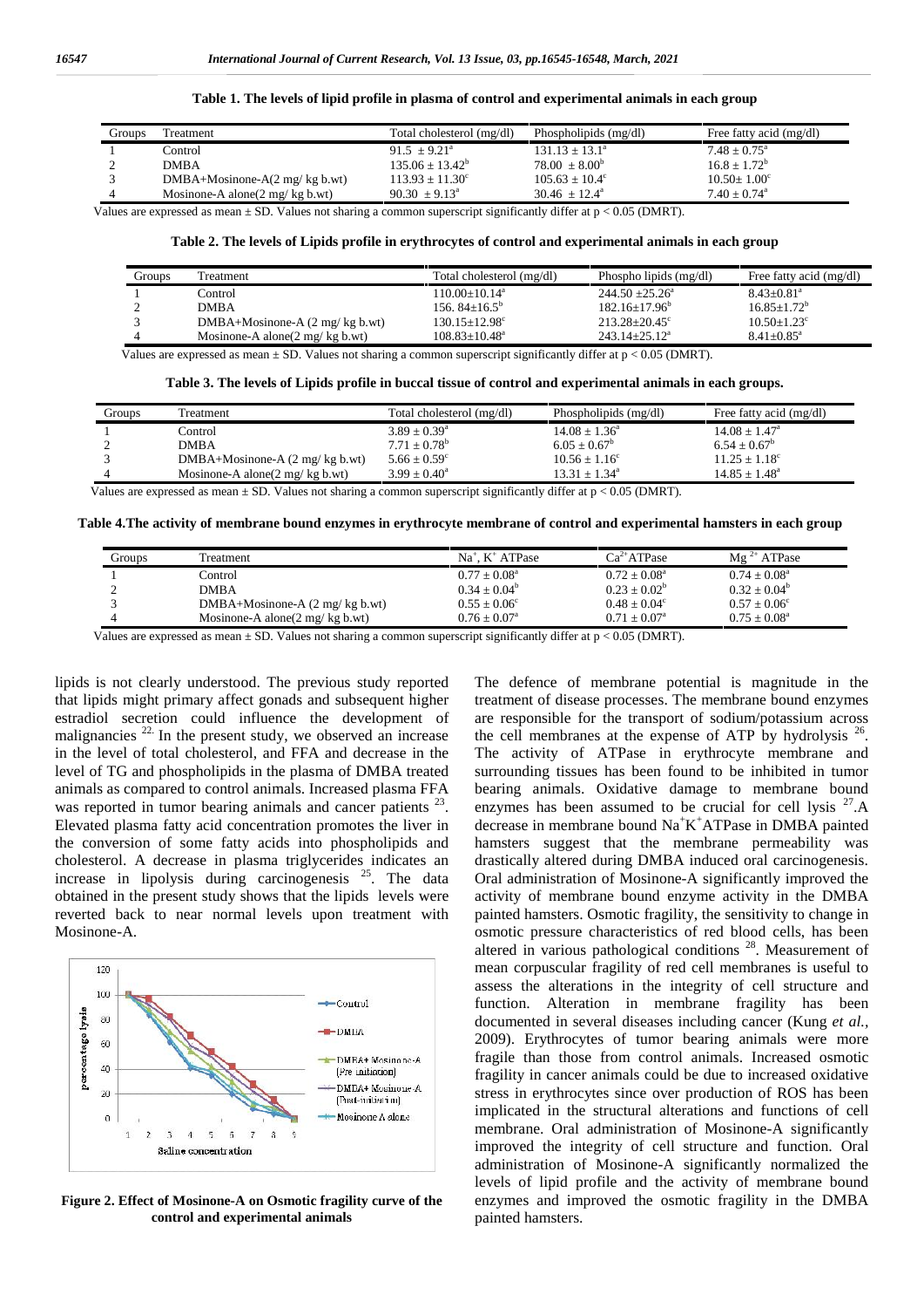**Table 1. The levels of lipid profile in plasma of control and experimental animals in each group**

| Groups | Treatment | Total cholesterol (mg/dl) | Phospholipids (mg/dl) | Free fatty acid (mg/dl) |
|---|---|---|---|---|
| 1 | Control | $91.5 \pm 9.21^a$ | $131.13 \pm 13.1^a$ | $7.48 \pm 0.75^a$ |
| 2 | DMBA | $135.06 \pm 13.42^b$ | $78.00 \pm 8.00^b$ | $16.8 \pm 1.72^b$ |
| 3 | DMBA+Mosinone-A(2 mg/ kg b.wt) | $113.93 \pm 11.30^c$ | $105.63 \pm 10.4^c$ | $10.50 \pm 1.00^c$ |
| 4 | Mosinone-A alone(2 mg/ kg b.wt) | $90.30 \pm 9.13^a$ | $30.46 \pm 12.4^a$ | $7.40 \pm 0.74^a$ |

Values are expressed as mean ± SD. Values not sharing a common superscript significantly differ at $p < 0.05$ (DMRT).

**Table 2. The levels of Lipids profile in erythrocytes of control and experimental animals in each group**

| Groups | Treatment | Total cholesterol (mg/dl) | Phospho lipids (mg/dl) | Free fatty acid (mg/dl) |
|---|---|---|---|---|
| 1 | Control | $110.00 \pm 10.14^a$ | $244.50 \pm 25.26^a$ | $8.43 \pm 0.81^a$ |
| 2 | DMBA | $156.84 \pm 16.5^b$ | $182.16 \pm 17.96^b$ | $16.85 \pm 1.72^b$ |
| 3 | DMBA+Mosinone-A (2 mg/ kg b.wt) | $130.15 \pm 12.98^c$ | $213.28 \pm 20.45^c$ | $10.50 \pm 1.23^c$ |
| 4 | Mosinone-A alone(2 mg/ kg b.wt) | $108.83 \pm 10.48^a$ | $243.14 \pm 25.12^a$ | $8.41 \pm 0.85^a$ |

Values are expressed as mean ± SD. Values not sharing a common superscript significantly differ at $p < 0.05$ (DMRT).

**Table 3. The levels of Lipids profile in buccal tissue of control and experimental animals in each groups.**

| Groups | Treatment | Total cholesterol (mg/dl) | Phospholipids (mg/dl) | Free fatty acid (mg/dl) |
|---|---|---|---|---|
| 1 | Control | $3.89 \pm 0.39^a$ | $14.08 \pm 1.36^a$ | $14.08 \pm 1.47^a$ |
| 2 | DMBA | $7.71 \pm 0.78^b$ | $6.05 \pm 0.67^b$ | $6.54 \pm 0.67^b$ |
| 3 | DMBA+Mosinone-A (2 mg/ kg b.wt) | $5.66 \pm 0.59^c$ | $10.56 \pm 1.16^c$ | $11.25 \pm 1.18^c$ |
| 4 | Mosinone-A alone(2 mg/ kg b.wt) | $3.99 \pm 0.40^a$ | $13.31 \pm 1.34^a$ | $14.85 \pm 1.48^a$ |

Values are expressed as mean ± SD. Values not sharing a common superscript significantly differ at $p < 0.05$ (DMRT).

**Table 4.The activity of membrane bound enzymes in erythrocyte membrane of control and experimental hamsters in each group**

| Groups | Treatment | $Na^+$, $K^+$ ATPase | $Ca^{2+}$ATPase | $Mg^{2+}$ ATPase |
|---|---|---|---|---|
| 1 | Control | $0.77 \pm 0.08^a$ | $0.72 \pm 0.08^a$ | $0.74 \pm 0.08^a$ |
| 2 | DMBA | $0.34 \pm 0.04^b$ | $0.23 \pm 0.02^b$ | $0.32 \pm 0.04^b$ |
| 3 | DMBA+Mosinone-A (2 mg/ kg b.wt) | $0.55 \pm 0.06^c$ | $0.48 \pm 0.04^c$ | $0.57 \pm 0.06^c$ |
| 4 | Mosinone-A alone(2 mg/ kg b.wt) | $0.76 \pm 0.07^a$ | $0.71 \pm 0.07^a$ | $0.75 \pm 0.08^a$ |

Values are expressed as mean ± SD. Values not sharing a common superscript significantly differ at $p < 0.05$ (DMRT).

lipids is not clearly understood. The previous study reported that lipids might primary affect gonads and subsequent higher estradiol secretion could influence the development of malignancies [22]. In the present study, we observed an increase in the level of total cholesterol, and FFA and decrease in the level of TG and phospholipids in the plasma of DMBA treated animals as compared to control animals. Increased plasma FFA was reported in tumor bearing animals and cancer patients [23]. Elevated plasma fatty acid concentration promotes the liver in the conversion of some fatty acids into phospholipids and cholesterol. A decrease in plasma triglycerides indicates an increase in lipolysis during carcinogenesis [25]. The data obtained in the present study shows that the lipids levels were reverted back to near normal levels upon treatment with Mosinone-A.

**Figure 2. Effect of Mosinone-A on Osmotic fragility curve of the control and experimental animals**

The defence of membrane potential is magnitude in the treatment of disease processes. The membrane bound enzymes are responsible for the transport of sodium/potassium across the cell membranes at the expense of ATP by hydrolysis [26]. The activity of ATPase in erythrocyte membrane and surrounding tissues has been found to be inhibited in tumor bearing animals. Oxidative damage to membrane bound enzymes has been assumed to be crucial for cell lysis [27].A decrease in membrane bound $Na^+K^+$ATPase in DMBA painted hamsters suggest that the membrane permeability was drastically altered during DMBA induced oral carcinogenesis. Oral administration of Mosinone-A significantly improved the activity of membrane bound enzyme activity in the DMBA painted hamsters. Osmotic fragility, the sensitivity to change in osmotic pressure characteristics of red blood cells, has been altered in various pathological conditions [28]. Measurement of mean corpuscular fragility of red cell membranes is useful to assess the alterations in the integrity of cell structure and function. Alteration in membrane fragility has been documented in several diseases including cancer (Kung *et al.,* 2009). Erythrocytes of tumor bearing animals were more fragile than those from control animals. Increased osmotic fragility in cancer animals could be due to increased oxidative stress in erythrocytes since over production of ROS has been implicated in the structural alterations and functions of cell membrane. Oral administration of Mosinone-A significantly improved the integrity of cell structure and function. Oral administration of Mosinone-A significantly normalized the levels of lipid profile and the activity of membrane bound enzymes and improved the osmotic fragility in the DMBA painted hamsters.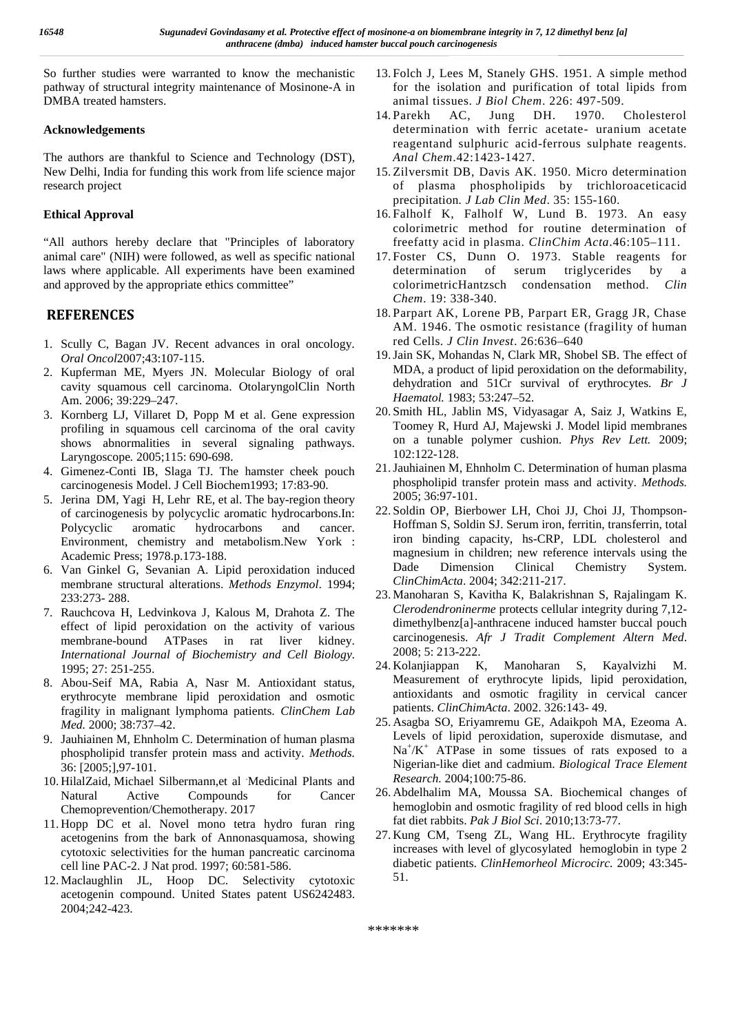So further studies were warranted to know the mechanistic pathway of structural integrity maintenance of Mosinone-A in DMBA treated hamsters.

### Acknowledgements

The authors are thankful to Science and Technology (DST), New Delhi, India for funding this work from life science major research project

### Ethical Approval

"All authors hereby declare that "Principles of laboratory animal care" (NIH) were followed, as well as specific national laws where applicable. All experiments have been examined and approved by the appropriate ethics committee"

## REFERENCES

1. Scully C, Bagan JV. Recent advances in oral oncology. *Oral Oncol*2007;43:107-115.
2. Kupferman ME, Myers JN. Molecular Biology of oral cavity squamous cell carcinoma. OtolaryngolClin North Am. 2006; 39:229–247.
3. Kornberg LJ, Villaret D, Popp M et al. Gene expression profiling in squamous cell carcinoma of the oral cavity shows abnormalities in several signaling pathways. Laryngoscope*.* 2005;115: 690-698.
4. Gimenez-Conti IB, Slaga TJ. The hamster cheek pouch carcinogenesis Model. J Cell Biochem1993; 17:83-90.
5. Jerina DM, Yagi H, Lehr RE, et al. The bay-region theory of carcinogenesis by polycyclic aromatic hydrocarbons.In: Polycyclic aromatic hydrocarbons and cancer. Environment, chemistry and metabolism.New York : Academic Press; 1978.p.173-188.
6. Van Ginkel G, Sevanian A. Lipid peroxidation induced membrane structural alterations. *Methods Enzymol*. 1994; 233:273- 288.
7. Rauchcova H, Ledvinkova J, Kalous M, Drahota Z. The effect of lipid peroxidation on the activity of various membrane-bound ATPases in rat liver kidney. *International Journal of Biochemistry and Cell Biology*. 1995; 27: 251-255.
8. Abou-Seif MA, Rabia A, Nasr M. Antioxidant status, erythrocyte membrane lipid peroxidation and osmotic fragility in malignant lymphoma patients. *ClinChem Lab Med.* 2000; 38:737–42.
9. Jauhiainen M, Ehnholm C. Determination of human plasma phospholipid transfer protein mass and activity. *Methods.* 36: [2005;],97-101.
10. HilalZaid, Michael Silbermann,et al Medicinal Plants and Natural Active Compounds for Cancer Chemoprevention/Chemotherapy. 2017
11. Hopp DC et al. Novel mono tetra hydro furan ring acetogenins from the bark of Annonasquamosa, showing cytotoxic selectivities for the human pancreatic carcinoma cell line PAC-2. J Nat prod. 1997; 60:581-586.
12. Maclaughlin JL, Hoop DC. Selectivity cytotoxic acetogenin compound. United States patent US6242483. 2004;242-423.
13. Folch J, Lees M, Stanely GHS. 1951. A simple method for the isolation and purification of total lipids from animal tissues. *J Biol Chem*. 226: 497-509.
14. Parekh AC, Jung DH. 1970. Cholesterol determination with ferric acetate- uranium acetate reagentand sulphuric acid-ferrous sulphate reagents. *Anal Chem*.42:1423-1427.
15. Zilversmit DB, Davis AK. 1950. Micro determination of plasma phospholipids by trichloroaceticacid precipitation. *J Lab Clin Med*. 35: 155-160.
16. Falholf K, Falholf W, Lund B. 1973. An easy colorimetric method for routine determination of freefatty acid in plasma. *ClinChim Acta*.46:105–111.
17. Foster CS, Dunn O. 1973. Stable reagents for determination of serum triglycerides by a colorimetricHantzsch condensation method. *Clin Chem*. 19: 338-340.
18. Parpart AK, Lorene PB, Parpart ER, Gragg JR, Chase AM. 1946. The osmotic resistance (fragility of human red Cells. *J Clin Invest*. 26:636–640
19. Jain SK, Mohandas N, Clark MR, Shobel SB. The effect of MDA, a product of lipid peroxidation on the deformability, dehydration and 51Cr survival of erythrocytes. *Br J Haematol.* 1983; 53:247–52.
20. Smith HL, Jablin MS, Vidyasagar A, Saiz J, Watkins E, Toomey R, Hurd AJ, Majewski J. Model lipid membranes on a tunable polymer cushion. *Phys Rev Lett.* 2009; 102:122-128.
21. Jauhiainen M, Ehnholm C. Determination of human plasma phospholipid transfer protein mass and activity. *Methods.* 2005; 36:97-101.
22. Soldin OP, Bierbower LH, Choi JJ, Choi JJ, Thompson-Hoffman S, Soldin SJ. Serum iron, ferritin, transferrin, total iron binding capacity, hs-CRP, LDL cholesterol and magnesium in children; new reference intervals using the Dade Dimension Clinical Chemistry System. *ClinChimActa*. 2004; 342:211-217.
23. Manoharan S, Kavitha K, Balakrishnan S, Rajalingam K. *Clerodendroninerme* protects cellular integrity during 7,12-dimethylbenz[a]-anthracene induced hamster buccal pouch carcinogenesis. *Afr J Tradit Complement Altern Med*. 2008; 5: 213-222.
24. Kolanjiappan K, Manoharan S, Kayalvizhi M. Measurement of erythrocyte lipids, lipid peroxidation, antioxidants and osmotic fragility in cervical cancer patients. *ClinChimActa*. 2002. 326:143- 49.
25. Asagba SO, Eriyamremu GE, Adaikpoh MA, Ezeoma A. Levels of lipid peroxidation, superoxide dismutase, and $Na^{+}/K^{+}$ ATPase in some tissues of rats exposed to a Nigerian-like diet and cadmium. *Biological Trace Element Research.* 2004;100:75-86.
26. Abdelhalim MA, Moussa SA. Biochemical changes of hemoglobin and osmotic fragility of red blood cells in high fat diet rabbits. *Pak J Biol Sci*. 2010;13:73-77.
27. Kung CM, Tseng ZL, Wang HL. Erythrocyte fragility increases with level of glycosylated hemoglobin in type 2 diabetic patients. *ClinHemorheol Microcirc.* 2009; 43:345-51.

\*\*\*\*\*\*\*